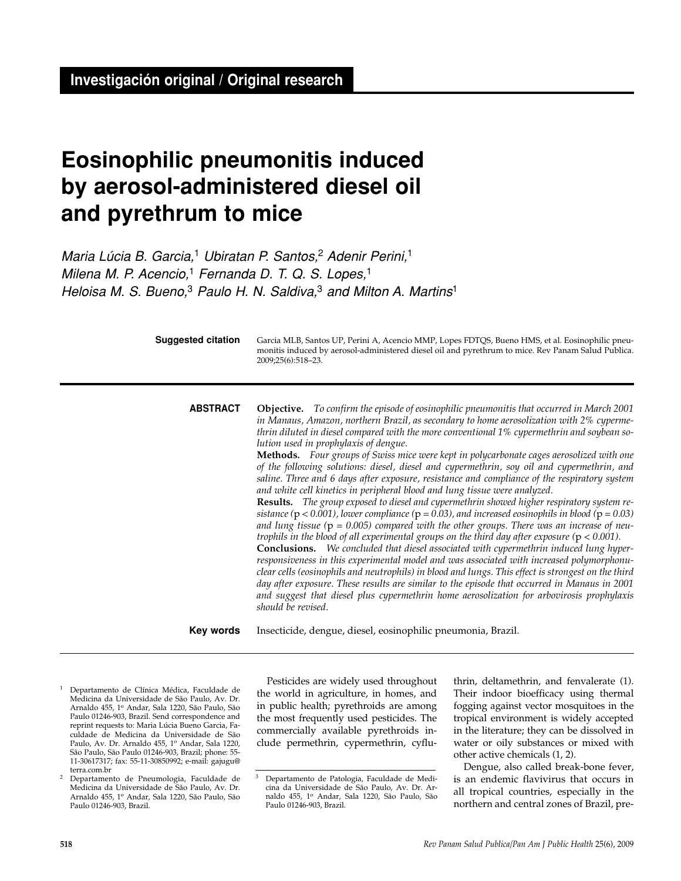**Investigación original / Original research**

# Eosinophilic pneumonitis induced by aerosol-administered diesel oil and pyrethrum to mice

*Maria Lúcia B. Garcia,*[1] *Ubiratan P. Santos,*[2] *Adenir Perini,*[1] *Milena M. P. Acencio,*[1] *Fernanda D. T. Q. S. Lopes,*[1] *Heloisa M. S. Bueno,*[3] *Paulo H. N. Saldiva,*[3] *and Milton A. Martins*[1]

**Suggested citation** Garcia MLB, Santos UP, Perini A, Acencio MMP, Lopes FDTQS, Bueno HMS, et al. Eosinophilic pneumonitis induced by aerosol-administered diesel oil and pyrethrum to mice. Rev Panam Salud Publica. 2009;25(6):518–23.

---

**ABSTRACT**

**Objective.** *To confirm the episode of eosinophilic pneumonitis that occurred in March 2001 in Manaus, Amazon, northern Brazil, as secondary to home aerosolization with 2% cypermethrin diluted in diesel compared with the more conventional 1% cypermethrin and soybean solution used in prophylaxis of dengue.*

**Methods.** *Four groups of Swiss mice were kept in polycarbonate cages aerosolized with one of the following solutions: diesel, diesel and cypermethrin, soy oil and cypermethrin, and saline. Three and 6 days after exposure, resistance and compliance of the respiratory system and white cell kinetics in peripheral blood and lung tissue were analyzed.*

**Results.** *The group exposed to diesel and cypermethrin showed higher respiratory system resistance ($p < 0.001$), lower compliance ($p = 0.03$), and increased eosinophils in blood ($p = 0.03$) and lung tissue ($p = 0.005$) compared with the other groups. There was an increase of neutrophils in the blood of all experimental groups on the third day after exposure ($p < 0.001$).*

**Conclusions.** *We concluded that diesel associated with cypermethrin induced lung hyperresponsiveness in this experimental model and was associated with increased polymorphonuclear cells (eosinophils and neutrophils) in blood and lungs. This effect is strongest on the third day after exposure. These results are similar to the episode that occurred in Manaus in 2001 and suggest that diesel plus cypermethrin home aerosolization for arbovirosis prophylaxis should be revised.*

**Key words** Insecticide, dengue, diesel, eosinophilic pneumonia, Brazil.

---

Pesticides are widely used throughout the world in agriculture, in homes, and in public health; pyrethroids are among the most frequently used pesticides. The commercially available pyrethroids include permethrin, cypermethrin, cyfluthrin, deltamethrin, and fenvalerate (1). Their indoor bioefficacy using thermal fogging against vector mosquitoes in the tropical environment is widely accepted in the literature; they can be dissolved in water or oily substances or mixed with other active chemicals (1, 2).

Dengue, also called break-bone fever, is an endemic flavivirus that occurs in all tropical countries, especially in the northern and central zones of Brazil, pre-

---

[1] Departamento de Clínica Médica, Faculdade de Medicina da Universidade de São Paulo, Av. Dr. Arnaldo 455, 1º Andar, Sala 1220, São Paulo, São Paulo 01246-903, Brazil. Send correspondence and reprint requests to: Maria Lúcia Bueno Garcia, Faculdade de Medicina da Universidade de São Paulo, Av. Dr. Arnaldo 455, 1º Andar, Sala 1220, São Paulo, São Paulo 01246-903, Brazil; phone: 55-11-30617317; fax: 55-11-30850992; e-mail: gajugu@terra.com.br

[2] Departamento de Pneumologia, Faculdade de Medicina da Universidade de São Paulo, Av. Dr. Arnaldo 455, 1º Andar, Sala 1220, São Paulo, São Paulo 01246-903, Brazil.

[3] Departamento de Patologia, Faculdade de Medicina da Universidade de São Paulo, Av. Dr. Arnaldo 455, 1º Andar, Sala 1220, São Paulo, São Paulo 01246-903, Brazil.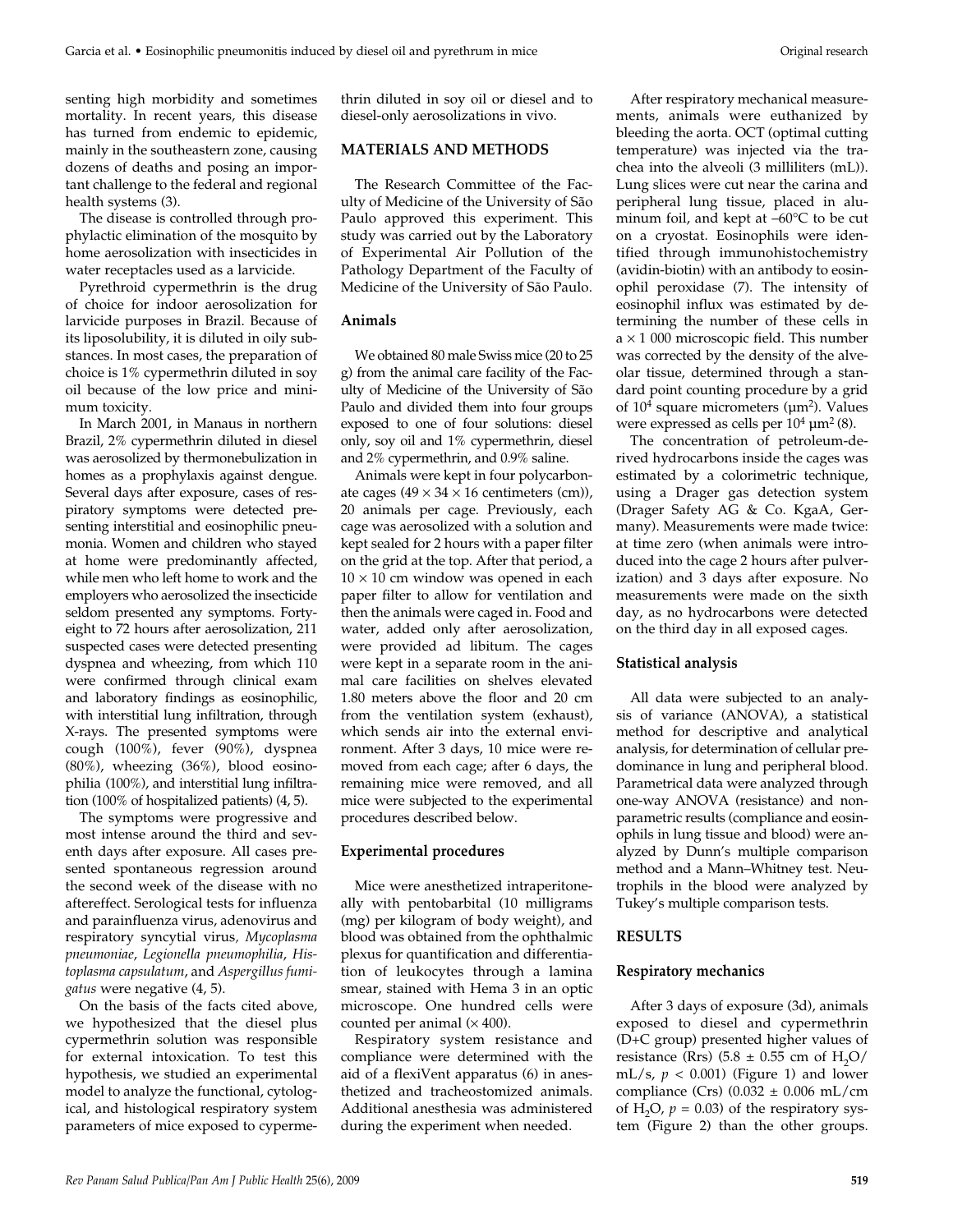senting high morbidity and sometimes mortality. In recent years, this disease has turned from endemic to epidemic, mainly in the southeastern zone, causing dozens of deaths and posing an important challenge to the federal and regional health systems (3).

The disease is controlled through prophylactic elimination of the mosquito by home aerosolization with insecticides in water receptacles used as a larvicide.

Pyrethroid cypermethrin is the drug of choice for indoor aerosolization for larvicide purposes in Brazil. Because of its liposolubility, it is diluted in oily substances. In most cases, the preparation of choice is 1% cypermethrin diluted in soy oil because of the low price and minimum toxicity.

In March 2001, in Manaus in northern Brazil, 2% cypermethrin diluted in diesel was aerosolized by thermonebulization in homes as a prophylaxis against dengue. Several days after exposure, cases of respiratory symptoms were detected presenting interstitial and eosinophilic pneumonia. Women and children who stayed at home were predominantly affected, while men who left home to work and the employers who aerosolized the insecticide seldom presented any symptoms. Forty-eight to 72 hours after aerosolization, 211 suspected cases were detected presenting dyspnea and wheezing, from which 110 were confirmed through clinical exam and laboratory findings as eosinophilic, with interstitial lung infiltration, through X-rays. The presented symptoms were cough (100%), fever (90%), dyspnea (80%), wheezing (36%), blood eosinophilia (100%), and interstitial lung infiltration (100% of hospitalized patients) (4, 5).

The symptoms were progressive and most intense around the third and seventh days after exposure. All cases presented spontaneous regression around the second week of the disease with no aftereffect. Serological tests for influenza and parainfluenza virus, adenovirus and respiratory syncytial virus, *Mycoplasma pneumoniae*, *Legionella pneumophilia*, *Histoplasma capsulatum*, and *Aspergillus fumigatus* were negative (4, 5).

On the basis of the facts cited above, we hypothesized that the diesel plus cypermethrin solution was responsible for external intoxication. To test this hypothesis, we studied an experimental model to analyze the functional, cytological, and histological respiratory system parameters of mice exposed to cypermethrin diluted in soy oil or diesel and to diesel-only aerosolizations in vivo.

## MATERIALS AND METHODS

The Research Committee of the Faculty of Medicine of the University of São Paulo approved this experiment. This study was carried out by the Laboratory of Experimental Air Pollution of the Pathology Department of the Faculty of Medicine of the University of São Paulo.

### Animals

We obtained 80 male Swiss mice (20 to 25 g) from the animal care facility of the Faculty of Medicine of the University of São Paulo and divided them into four groups exposed to one of four solutions: diesel only, soy oil and 1% cypermethrin, diesel and 2% cypermethrin, and 0.9% saline.

Animals were kept in four polycarbonate cages (49 × 34 × 16 centimeters (cm)), 20 animals per cage. Previously, each cage was aerosolized with a solution and kept sealed for 2 hours with a paper filter on the grid at the top. After that period, a 10 × 10 cm window was opened in each paper filter to allow for ventilation and then the animals were caged in. Food and water, added only after aerosolization, were provided ad libitum. The cages were kept in a separate room in the animal care facilities on shelves elevated 1.80 meters above the floor and 20 cm from the ventilation system (exhaust), which sends air into the external environment. After 3 days, 10 mice were removed from each cage; after 6 days, the remaining mice were removed, and all mice were subjected to the experimental procedures described below.

### Experimental procedures

Mice were anesthetized intraperitoneally with pentobarbital (10 milligrams (mg) per kilogram of body weight), and blood was obtained from the ophthalmic plexus for quantification and differentiation of leukocytes through a lamina smear, stained with Hema 3 in an optic microscope. One hundred cells were counted per animal (× 400).

Respiratory system resistance and compliance were determined with the aid of a flexiVent apparatus (6) in anesthetized and tracheostomized animals. Additional anesthesia was administered during the experiment when needed.

After respiratory mechanical measurements, animals were euthanized by bleeding the aorta. OCT (optimal cutting temperature) was injected via the trachea into the alveoli (3 milliliters (mL)). Lung slices were cut near the carina and peripheral lung tissue, placed in aluminum foil, and kept at –60°C to be cut on a cryostat. Eosinophils were identified through immunohistochemistry (avidin-biotin) with an antibody to eosinophil peroxidase (7). The intensity of eosinophil influx was estimated by determining the number of these cells in a × 1 000 microscopic field. This number was corrected by the density of the alveolar tissue, determined through a standard point counting procedure by a grid of $10^4$ square micrometers (μm$^2$). Values were expressed as cells per $10^4$ μm$^2$ (8).

The concentration of petroleum-derived hydrocarbons inside the cages was estimated by a colorimetric technique, using a Drager gas detection system (Drager Safety AG & Co. KgaA, Germany). Measurements were made twice: at time zero (when animals were introduced into the cage 2 hours after pulverization) and 3 days after exposure. No measurements were made on the sixth day, as no hydrocarbons were detected on the third day in all exposed cages.

### Statistical analysis

All data were subjected to an analysis of variance (ANOVA), a statistical method for descriptive and analytical analysis, for determination of cellular predominance in lung and peripheral blood. Parametrical data were analyzed through one-way ANOVA (resistance) and nonparametric results (compliance and eosinophils in lung tissue and blood) were analyzed by Dunn's multiple comparison method and a Mann–Whitney test. Neutrophils in the blood were analyzed by Tukey's multiple comparison tests.

## RESULTS

### Respiratory mechanics

After 3 days of exposure (3d), animals exposed to diesel and cypermethrin (D+C group) presented higher values of resistance (Rrs) (5.8 ± 0.55 cm of $H_2O$/mL/s, $p < 0.001$) (Figure 1) and lower compliance (Crs) (0.032 ± 0.006 mL/cm of $H_2O$, $p = 0.03$) of the respiratory system (Figure 2) than the other groups.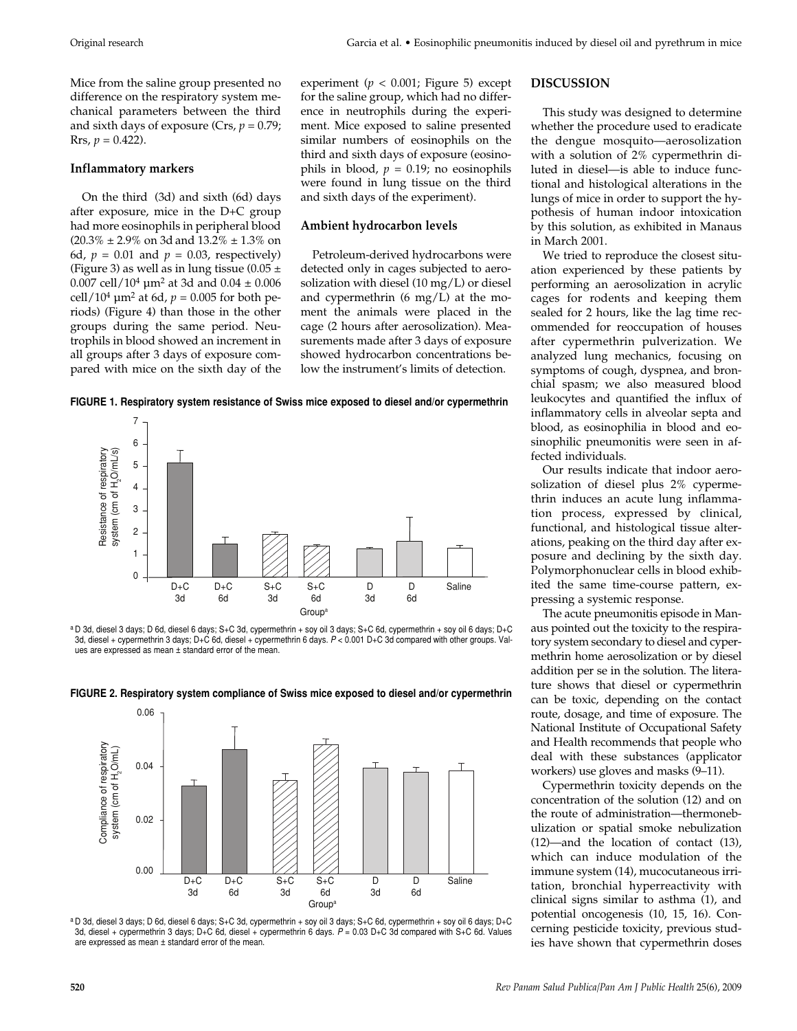Mice from the saline group presented no difference on the respiratory system mechanical parameters between the third and sixth days of exposure (Crs, $p = 0.79$; Rrs, $p = 0.422$).

### Inflammatory markers

On the third (3d) and sixth (6d) days after exposure, mice in the D+C group had more eosinophils in peripheral blood (20.3% ± 2.9% on 3d and 13.2% ± 1.3% on 6d, $p = 0.01$ and $p = 0.03$, respectively) (Figure 3) as well as in lung tissue (0.05 ± 0.007 cell/$10^4$ μm$^2$ at 3d and 0.04 ± 0.006 cell/$10^4$ μm$^2$ at 6d, $p = 0.005$ for both periods) (Figure 4) than those in the other groups during the same period. Neutrophils in blood showed an increment in all groups after 3 days of exposure compared with mice on the sixth day of the experiment ($p < 0.001$; Figure 5) except for the saline group, which had no difference in neutrophils during the experiment. Mice exposed to saline presented similar numbers of eosinophils on the third and sixth days of exposure (eosinophils in blood, $p = 0.19$; no eosinophils were found in lung tissue on the third and sixth days of the experiment).

### Ambient hydrocarbon levels

Petroleum-derived hydrocarbons were detected only in cages subjected to aerosolization with diesel (10 mg/L) or diesel and cypermethrin (6 mg/L) at the moment the animals were placed in the cage (2 hours after aerosolization). Measurements made after 3 days of exposure showed hydrocarbon concentrations below the instrument's limits of detection.

**FIGURE 1. Respiratory system resistance of Swiss mice exposed to diesel and/or cypermethrin**

[a] D 3d, diesel 3 days; D 6d, diesel 6 days; S+C 3d, cypermethrin + soy oil 3 days; S+C 6d, cypermethrin + soy oil 6 days; D+C 3d, diesel + cypermethrin 3 days; D+C 6d, diesel + cypermethrin 6 days. $P < 0.001$ D+C 3d compared with other groups. Values are expressed as mean ± standard error of the mean.

**FIGURE 2. Respiratory system compliance of Swiss mice exposed to diesel and/or cypermethrin**

[a] D 3d, diesel 3 days; D 6d, diesel 6 days; S+C 3d, cypermethrin + soy oil 3 days; S+C 6d, cypermethrin + soy oil 6 days; D+C 3d, diesel + cypermethrin 3 days; D+C 6d, diesel + cypermethrin 6 days. $P = 0.03$ D+C 3d compared with S+C 6d. Values are expressed as mean ± standard error of the mean.

## DISCUSSION

This study was designed to determine whether the procedure used to eradicate the dengue mosquito—aerosolization with a solution of 2% cypermethrin diluted in diesel—is able to induce functional and histological alterations in the lungs of mice in order to support the hypothesis of human indoor intoxication by this solution, as exhibited in Manaus in March 2001.

We tried to reproduce the closest situation experienced by these patients by performing an aerosolization in acrylic cages for rodents and keeping them sealed for 2 hours, like the lag time recommended for reoccupation of houses after cypermethrin pulverization. We analyzed lung mechanics, focusing on symptoms of cough, dyspnea, and bronchial spasm; we also measured blood leukocytes and quantified the influx of inflammatory cells in alveolar septa and blood, as eosinophilia in blood and eosinophilic pneumonitis were seen in affected individuals.

Our results indicate that indoor aerosolization of diesel plus 2% cypermethrin induces an acute lung inflammation process, expressed by clinical, functional, and histological tissue alterations, peaking on the third day after exposure and declining by the sixth day. Polymorphonuclear cells in blood exhibited the same time-course pattern, expressing a systemic response.

The acute pneumonitis episode in Manaus pointed out the toxicity to the respiratory system secondary to diesel and cypermethrin home aerosolization or by diesel addition per se in the solution. The literature shows that diesel or cypermethrin can be toxic, depending on the contact route, dosage, and time of exposure. The National Institute of Occupational Safety and Health recommends that people who deal with these substances (applicator workers) use gloves and masks (9–11).

Cypermethrin toxicity depends on the concentration of the solution (12) and on the route of administration—thermonebulization or spatial smoke nebulization (12)—and the location of contact (13), which can induce modulation of the immune system (14), mucocutaneous irritation, bronchial hyperreactivity with clinical signs similar to asthma (1), and potential oncogenesis (10, 15, 16). Concerning pesticide toxicity, previous studies have shown that cypermethrin doses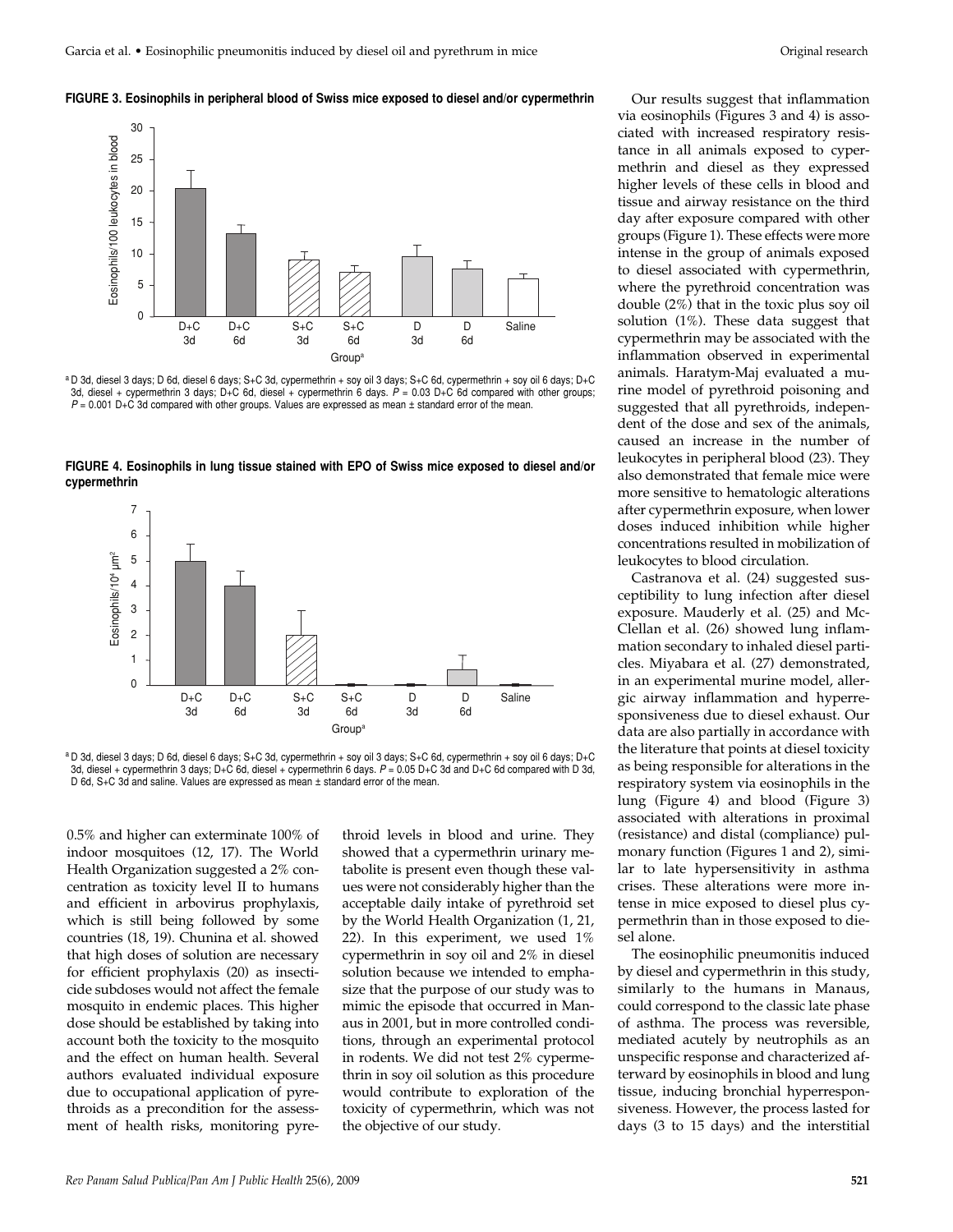**FIGURE 3. Eosinophils in peripheral blood of Swiss mice exposed to diesel and/or cypermethrin**

[a] D 3d, diesel 3 days; D 6d, diesel 6 days; S+C 3d, cypermethrin + soy oil 3 days; S+C 6d, cypermethrin + soy oil 6 days; D+C 3d, diesel + cypermethrin 3 days; D+C 6d, diesel + cypermethrin 6 days. $P = 0.03$ D+C 6d compared with other groups; $P = 0.001$ D+C 3d compared with other groups. Values are expressed as mean ± standard error of the mean.

**FIGURE 4. Eosinophils in lung tissue stained with EPO of Swiss mice exposed to diesel and/or cypermethrin**

[a] D 3d, diesel 3 days; D 6d, diesel 6 days; S+C 3d, cypermethrin + soy oil 3 days; S+C 6d, cypermethrin + soy oil 6 days; D+C 3d, diesel + cypermethrin 3 days; D+C 6d, diesel + cypermethrin 6 days. $P = 0.05$ D+C 3d and D+C 6d compared with D 3d, D 6d, S+C 3d and saline. Values are expressed as mean ± standard error of the mean.

0.5% and higher can exterminate 100% of indoor mosquitoes (12, 17). The World Health Organization suggested a 2% concentration as toxicity level II to humans and efficient in arbovirus prophylaxis, which is still being followed by some countries (18, 19). Chunina et al. showed that high doses of solution are necessary for efficient prophylaxis (20) as insecticide subdoses would not affect the female mosquito in endemic places. This higher dose should be established by taking into account both the toxicity to the mosquito and the effect on human health. Several authors evaluated individual exposure due to occupational application of pyrethroids as a precondition for the assessment of health risks, monitoring pyrethroid levels in blood and urine. They showed that a cypermethrin urinary metabolite is present even though these values were not considerably higher than the acceptable daily intake of pyrethroid set by the World Health Organization (1, 21, 22). In this experiment, we used 1% cypermethrin in soy oil and 2% in diesel solution because we intended to emphasize that the purpose of our study was to mimic the episode that occurred in Manaus in 2001, but in more controlled conditions, through an experimental protocol in rodents. We did not test 2% cypermethrin in soy oil solution as this procedure would contribute to exploration of the toxicity of cypermethrin, which was not the objective of our study.

Our results suggest that inflammation via eosinophils (Figures 3 and 4) is associated with increased respiratory resistance in all animals exposed to cypermethrin and diesel as they expressed higher levels of these cells in blood and tissue and airway resistance on the third day after exposure compared with other groups (Figure 1). These effects were more intense in the group of animals exposed to diesel associated with cypermethrin, where the pyrethroid concentration was double (2%) that in the toxic plus soy oil solution (1%). These data suggest that cypermethrin may be associated with the inflammation observed in experimental animals. Haratym-Maj evaluated a murine model of pyrethroid poisoning and suggested that all pyrethroids, independent of the dose and sex of the animals, caused an increase in the number of leukocytes in peripheral blood (23). They also demonstrated that female mice were more sensitive to hematologic alterations after cypermethrin exposure, when lower doses induced inhibition while higher concentrations resulted in mobilization of leukocytes to blood circulation.

Castranova et al. (24) suggested susceptibility to lung infection after diesel exposure. Mauderly et al. (25) and McClellan et al. (26) showed lung inflammation secondary to inhaled diesel particles. Miyabara et al. (27) demonstrated, in an experimental murine model, allergic airway inflammation and hyperresponsiveness due to diesel exhaust. Our data are also partially in accordance with the literature that points at diesel toxicity as being responsible for alterations in the respiratory system via eosinophils in the lung (Figure 4) and blood (Figure 3) associated with alterations in proximal (resistance) and distal (compliance) pulmonary function (Figures 1 and 2), similar to late hypersensitivity in asthma crises. These alterations were more intense in mice exposed to diesel plus cypermethrin than in those exposed to diesel alone.

The eosinophilic pneumonitis induced by diesel and cypermethrin in this study, similarly to the humans in Manaus, could correspond to the classic late phase of asthma. The process was reversible, mediated acutely by neutrophils as an unspecific response and characterized afterward by eosinophils in blood and lung tissue, inducing bronchial hyperresponsiveness. However, the process lasted for days (3 to 15 days) and the interstitial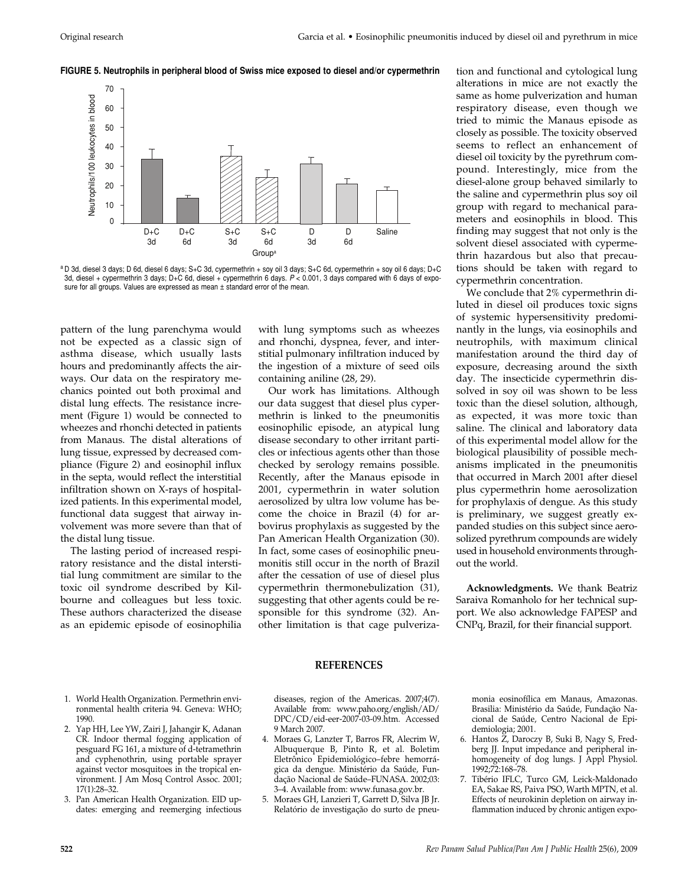**FIGURE 5. Neutrophils in peripheral blood of Swiss mice exposed to diesel and/or cypermethrin**

[a] D 3d, diesel 3 days; D 6d, diesel 6 days; S+C 3d, cypermethrin + soy oil 3 days; S+C 6d, cypermethrin + soy oil 6 days; D+C 3d, diesel + cypermethrin 3 days; D+C 6d, diesel + cypermethrin 6 days. $P < 0.001$, 3 days compared with 6 days of exposure for all groups. Values are expressed as mean ± standard error of the mean.

pattern of the lung parenchyma would not be expected as a classic sign of asthma disease, which usually lasts hours and predominantly affects the airways. Our data on the respiratory mechanics pointed out both proximal and distal lung effects. The resistance increment (Figure 1) would be connected to wheezes and rhonchi detected in patients from Manaus. The distal alterations of lung tissue, expressed by decreased compliance (Figure 2) and eosinophil influx in the septa, would reflect the interstitial infiltration shown on X-rays of hospitalized patients. In this experimental model, functional data suggest that airway involvement was more severe than that of the distal lung tissue.

The lasting period of increased respiratory resistance and the distal interstitial lung commitment are similar to the toxic oil syndrome described by Kilbourne and colleagues but less toxic. These authors characterized the disease as an epidemic episode of eosinophilia with lung symptoms such as wheezes and rhonchi, dyspnea, fever, and interstitial pulmonary infiltration induced by the ingestion of a mixture of seed oils containing aniline (28, 29).

Our work has limitations. Although our data suggest that diesel plus cypermethrin is linked to the pneumonitis eosinophilic episode, an atypical lung disease secondary to other irritant particles or infectious agents other than those checked by serology remains possible. Recently, after the Manaus episode in 2001, cypermethrin in water solution aerosolized by ultra low volume has become the choice in Brazil (4) for arbovirus prophylaxis as suggested by the Pan American Health Organization (30). In fact, some cases of eosinophilic pneumonitis still occur in the north of Brazil after the cessation of use of diesel plus cypermethrin thermonebulization (31), suggesting that other agents could be responsible for this syndrome (32). Another limitation is that cage pulverization and functional and cytological lung alterations in mice are not exactly the same as home pulverization and human respiratory disease, even though we tried to mimic the Manaus episode as closely as possible. The toxicity observed seems to reflect an enhancement of diesel oil toxicity by the pyrethrum compound. Interestingly, mice from the diesel-alone group behaved similarly to the saline and cypermethrin plus soy oil group with regard to mechanical parameters and eosinophils in blood. This finding may suggest that not only is the solvent diesel associated with cypermethrin hazardous but also that precautions should be taken with regard to cypermethrin concentration.

We conclude that 2% cypermethrin diluted in diesel oil produces toxic signs of systemic hypersensitivity predominantly in the lungs, via eosinophils and neutrophils, with maximum clinical manifestation around the third day of exposure, decreasing around the sixth day. The insecticide cypermethrin dissolved in soy oil was shown to be less toxic than the diesel solution, although, as expected, it was more toxic than saline. The clinical and laboratory data of this experimental model allow for the biological plausibility of possible mechanisms implicated in the pneumonitis that occurred in March 2001 after diesel plus cypermethrin home aerosolization for prophylaxis of dengue. As this study is preliminary, we suggest greatly expanded studies on this subject since aerosolized pyrethrum compounds are widely used in household environments throughout the world.

**Acknowledgments.** We thank Beatriz Saraiva Romanholo for her technical support. We also acknowledge FAPESP and CNPq, Brazil, for their financial support.

## REFERENCES

1. World Health Organization. Permethrin environmental health criteria 94. Geneva: WHO; 1990.
2. Yap HH, Lee YW, Zairi J, Jahangir K, Adanan CR. Indoor thermal fogging application of pesguard FG 161, a mixture of d-tetramethrin and cyphenothrin, using portable sprayer against vector mosquitoes in the tropical environment. J Am Mosq Control Assoc. 2001; 17(1):28–32.
3. Pan American Health Organization. EID updates: emerging and reemerging infectious diseases, region of the Americas. 2007;4(7). Available from: www.paho.org/english/AD/DPC/CD/eid-eer-2007-03-09.htm. Accessed 9 March 2007.
4. Moraes G, Lanzter T, Barros FR, Alecrim W, Albuquerque B, Pinto R, et al. Boletim Eletrônico Epidemiológico–febre hemorrágica da dengue. Ministério da Saúde, Fundação Nacional de Saúde–FUNASA. 2002;03: 3–4. Available from: www.funasa.gov.br.
5. Moraes GH, Lanzieri T, Garrett D, Silva JB Jr. Relatório de investigação do surto de pneumonia eosinofílica em Manaus, Amazonas. Brasilia: Ministério da Saúde, Fundação Nacional de Saúde, Centro Nacional de Epidemiologia; 2001.
6. Hantos Z, Daroczy B, Suki B, Nagy S, Fredberg JJ. Input impedance and peripheral inhomogeneity of dog lungs. J Appl Physiol. 1992;72:168–78.
7. Tibério IFLC, Turco GM, Leick-Maldonado EA, Sakae RS, Paiva PSO, Warth MPTN, et al. Effects of neurokinin depletion on airway inflammation induced by chronic antigen expo-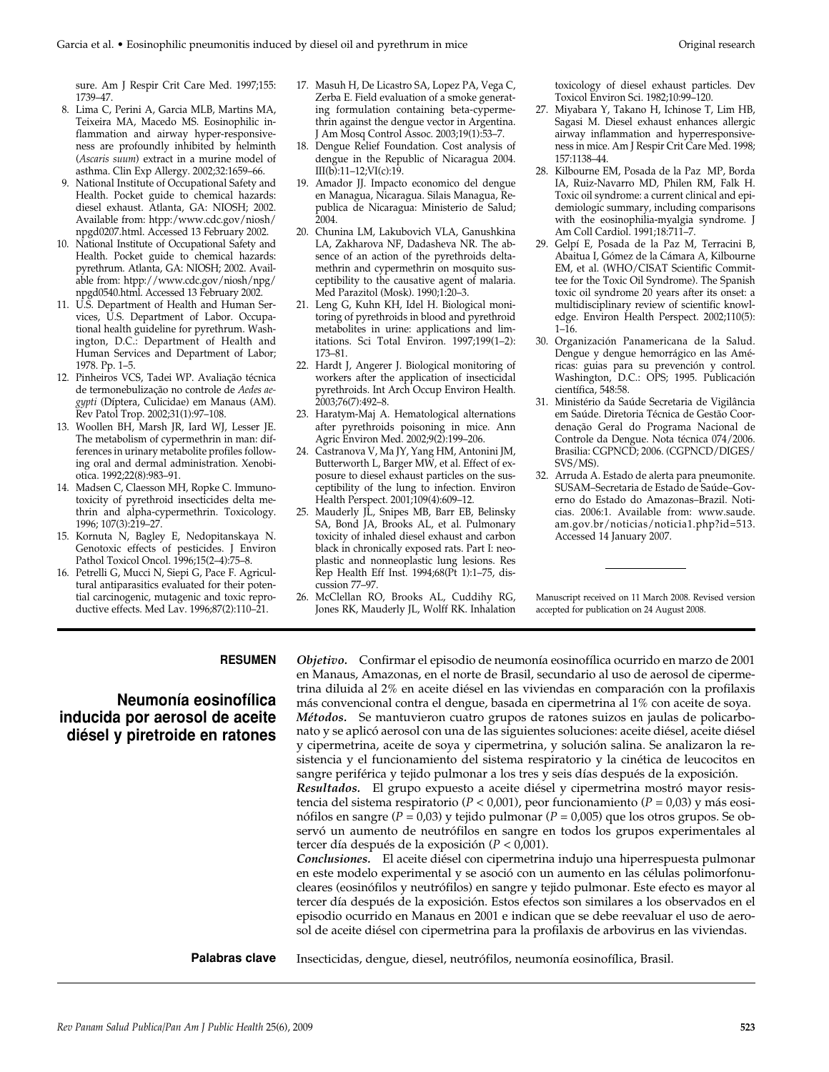sure. Am J Respir Crit Care Med. 1997;155: 1739–47.

8. Lima C, Perini A, Garcia MLB, Martins MA, Teixeira MA, Macedo MS. Eosinophilic inflammation and airway hyper-responsiveness are profoundly inhibited by helminth (*Ascaris suum*) extract in a murine model of asthma. Clin Exp Allergy. 2002;32:1659–66.
9. National Institute of Occupational Safety and Health. Pocket guide to chemical hazards: diesel exhaust. Atlanta, GA: NIOSH; 2002. Available from: htpp:/www.cdc.gov/niosh/npgd0207.html. Accessed 13 February 2002.
10. National Institute of Occupational Safety and Health. Pocket guide to chemical hazards: pyrethrum. Atlanta, GA: NIOSH; 2002. Available from: htpp://www.cdc.gov/niosh/npg/npgd0540.html. Accessed 13 February 2002.
11. U.S. Department of Health and Human Services, U.S. Department of Labor. Occupational health guideline for pyrethrum. Washington, D.C.: Department of Health and Human Services and Department of Labor; 1978. Pp. 1–5.
12. Pinheiros VCS, Tadei WP. Avaliação técnica de termonebulização no controle de *Aedes aegypti* (Díptera, Culicidae) em Manaus (AM). Rev Patol Trop. 2002;31(1):97–108.
13. Woollen BH, Marsh JR, Iard WJ, Lesser JE. The metabolism of cypermethrin in man: differences in urinary metabolite profiles following oral and dermal administration. Xenobiotica. 1992;22(8):983–91.
14. Madsen C, Claesson MH, Ropke C. Immunotoxicity of pyrethroid insecticides delta methrin and alpha-cypermethrin. Toxicology. 1996; 107(3):219–27.
15. Kornuta N, Bagley E, Nedopitanskaya N. Genotoxic effects of pesticides. J Environ Pathol Toxicol Oncol. 1996;15(2–4):75–8.
16. Petrelli G, Mucci N, Siepi G, Pace F. Agricultural antiparasitics evaluated for their potential carcinogenic, mutagenic and toxic reproductive effects. Med Lav. 1996;87(2):110–21.
17. Masuh H, De Licastro SA, Lopez PA, Vega C, Zerba E. Field evaluation of a smoke generating formulation containing beta-cypermethrin against the dengue vector in Argentina. J Am Mosq Control Assoc. 2003;19(1):53–7.
18. Dengue Relief Foundation. Cost analysis of dengue in the Republic of Nicaragua 2004. III(b):11–12;VI(c):19.
19. Amador JJ. Impacto economico del dengue en Managua, Nicaragua. Silais Managua, Republica de Nicaragua: Ministerio de Salud; 2004.
20. Chunina LM, Lakubovich VLA, Ganushkina LA, Zakharova NF, Dadasheva NR. The absence of an action of the pyrethroids deltamethrin and cypermethrin on mosquito susceptibility to the causative agent of malaria. Med Parazitol (Mosk). 1990;1:20–3.
21. Leng G, Kuhn KH, Idel H. Biological monitoring of pyrethroids in blood and pyrethroid metabolites in urine: applications and limitations. Sci Total Environ. 1997;199(1–2): 173–81.
22. Hardt J, Angerer J. Biological monitoring of workers after the application of insecticidal pyrethroids. Int Arch Occup Environ Health. 2003;76(7):492–8.
23. Haratym-Maj A. Hematological alternations after pyrethroids poisoning in mice. Ann Agric Environ Med. 2002;9(2):199–206.
24. Castranova V, Ma JY, Yang HM, Antonini JM, Butterworth L, Barger MW, et al. Effect of exposure to diesel exhaust particles on the susceptibility of the lung to infection. Environ Health Perspect. 2001;109(4):609–12.
25. Mauderly JL, Snipes MB, Barr EB, Belinsky SA, Bond JA, Brooks AL, et al. Pulmonary toxicity of inhaled diesel exhaust and carbon black in chronically exposed rats. Part I: neoplastic and nonneoplastic lung lesions. Res Rep Health Eff Inst. 1994;68(Pt 1):1–75, discussion 77–97.
26. McClellan RO, Brooks AL, Cuddihy RG, Jones RK, Mauderly JL, Wolff RK. Inhalation toxicology of diesel exhaust particles. Dev Toxicol Environ Sci. 1982;10:99–120.
27. Miyabara Y, Takano H, Ichinose T, Lim HB, Sagasi M. Diesel exhaust enhances allergic airway inflammation and hyperresponsiveness in mice. Am J Respir Crit Care Med. 1998; 157:1138–44.
28. Kilbourne EM, Posada de la Paz MP, Borda IA, Ruiz-Navarro MD, Philen RM, Falk H. Toxic oil syndrome: a current clinical and epidemiologic summary, including comparisons with the eosinophilia-myalgia syndrome. J Am Coll Cardiol. 1991;18:711–7.
29. Gelpí E, Posada de la Paz M, Terracini B, Abaitua I, Gómez de la Cámara A, Kilbourne EM, et al. (WHO/CISAT Scientific Committee for the Toxic Oil Syndrome). The Spanish toxic oil syndrome 20 years after its onset: a multidisciplinary review of scientific knowledge. Environ Health Perspect. 2002;110(5): 1–16.
30. Organización Panamericana de la Salud. Dengue y dengue hemorrágico en las Américas: guías para su prevención y control. Washington, D.C.: OPS; 1995. Publicación científica, 548:58.
31. Ministério da Saúde Secretaria de Vigilância em Saúde. Diretoria Técnica de Gestão Coordenação Geral do Programa Nacional de Controle da Dengue. Nota técnica 074/2006. Brasilia: CGPNCD; 2006. (CGPNCD/DIGES/SVS/MS).
32. Arruda A. Estado de alerta para pneumonite. SUSAM–Secretaria de Estado de Saúde–Governo do Estado do Amazonas–Brazil. Notícias. 2006:1. Available from: www.saude.am.gov.br/noticias/noticia1.php?id=513. Accessed 14 January 2007.

Manuscript received on 11 March 2008. Revised version accepted for publication on 24 August 2008.

---

**RESUMEN**

## Neumonía eosinofílica inducida por aerosol de aceite diésel y piretroide en ratones

***Objetivo.*** Confirmar el episodio de neumonía eosinofílica ocurrido en marzo de 2001 en Manaus, Amazonas, en el norte de Brasil, secundario al uso de aerosol de cipermetrina diluida al 2% en aceite diésel en las viviendas en comparación con la profilaxis más convencional contra el dengue, basada en cipermetrina al 1% con aceite de soya.

***Métodos.*** Se mantuvieron cuatro grupos de ratones suizos en jaulas de policarbonato y se aplicó aerosol con una de las siguientes soluciones: aceite diésel, aceite diésel y cipermetrina, aceite de soya y cipermetrina, y solución salina. Se analizaron la resistencia y el funcionamiento del sistema respiratorio y la cinética de leucocitos en sangre periférica y tejido pulmonar a los tres y seis días después de la exposición.

***Resultados.*** El grupo expuesto a aceite diésel y cipermetrina mostró mayor resistencia del sistema respiratorio ($P < 0{,}001$), peor funcionamiento ($P = 0{,}03$) y más eosinófilos en sangre ($P = 0{,}03$) y tejido pulmonar ($P = 0{,}005$) que los otros grupos. Se observó un aumento de neutrófilos en sangre en todos los grupos experimentales al tercer día después de la exposición ($P < 0{,}001$).

***Conclusiones.*** El aceite diésel con cipermetrina indujo una hiperrespuesta pulmonar en este modelo experimental y se asoció con un aumento en las células polimorfonucleares (eosinófilos y neutrófilos) en sangre y tejido pulmonar. Este efecto es mayor al tercer día después de la exposición. Estos efectos son similares a los observados en el episodio ocurrido en Manaus en 2001 e indican que se debe reevaluar el uso de aerosol de aceite diésel con cipermetrina para la profilaxis de arbovirus en las viviendas.

**Palabras clave** Insecticidas, dengue, diesel, neutrófilos, neumonía eosinofílica, Brasil.